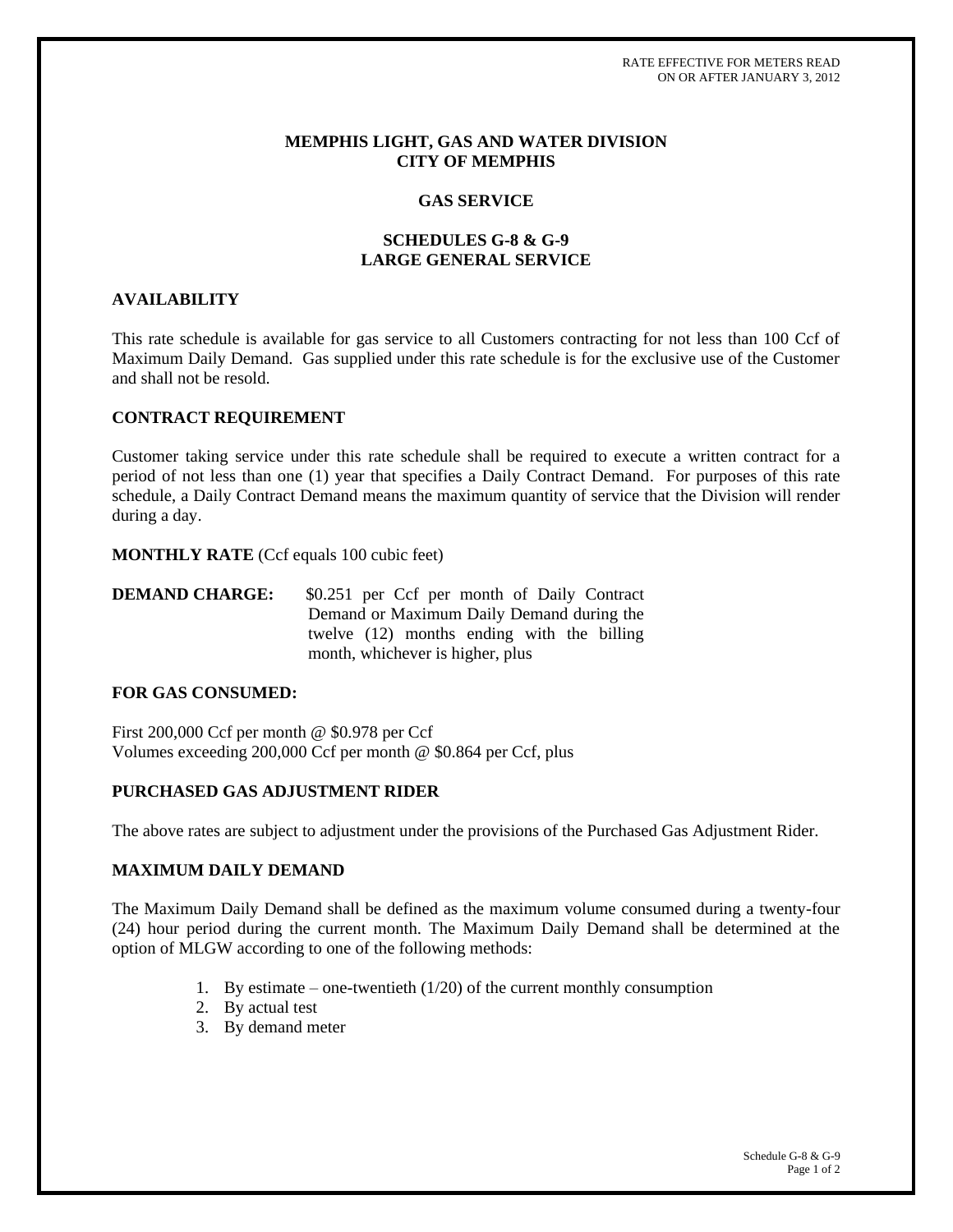RATE EFFECTIVE FOR METERS READ
ON OR AFTER JANUARY 3, 2012

# MEMPHIS LIGHT, GAS AND WATER DIVISION
# CITY OF MEMPHIS

## GAS SERVICE

## SCHEDULES G-8 & G-9
## LARGE GENERAL SERVICE

### AVAILABILITY

This rate schedule is available for gas service to all Customers contracting for not less than 100 Ccf of Maximum Daily Demand. Gas supplied under this rate schedule is for the exclusive use of the Customer and shall not be resold.

### CONTRACT REQUIREMENT

Customer taking service under this rate schedule shall be required to execute a written contract for a period of not less than one (1) year that specifies a Daily Contract Demand. For purposes of this rate schedule, a Daily Contract Demand means the maximum quantity of service that the Division will render during a day.

**MONTHLY RATE** (Ccf equals 100 cubic feet)

**DEMAND CHARGE:** $0.251 per Ccf per month of Daily Contract Demand or Maximum Daily Demand during the twelve (12) months ending with the billing month, whichever is higher, plus

### FOR GAS CONSUMED:

First 200,000 Ccf per month @ $0.978 per Ccf
Volumes exceeding 200,000 Ccf per month @ $0.864 per Ccf, plus

### PURCHASED GAS ADJUSTMENT RIDER

The above rates are subject to adjustment under the provisions of the Purchased Gas Adjustment Rider.

### MAXIMUM DAILY DEMAND

The Maximum Daily Demand shall be defined as the maximum volume consumed during a twenty-four (24) hour period during the current month. The Maximum Daily Demand shall be determined at the option of MLGW according to one of the following methods:

1. By estimate – one-twentieth (1/20) of the current monthly consumption
2. By actual test
3. By demand meter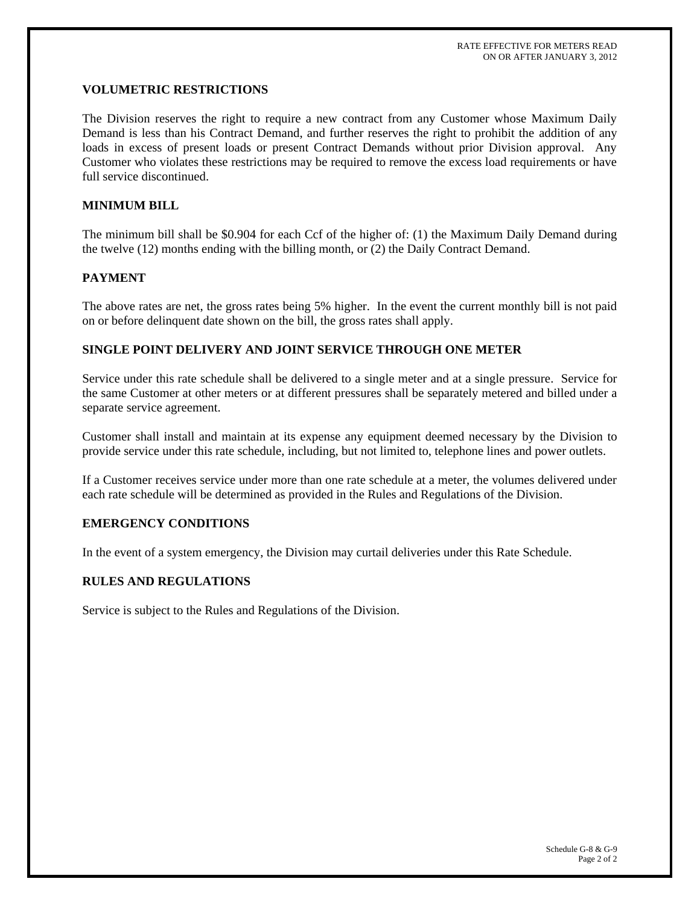RATE EFFECTIVE FOR METERS READ
ON OR AFTER JANUARY 3, 2012

## VOLUMETRIC RESTRICTIONS

The Division reserves the right to require a new contract from any Customer whose Maximum Daily Demand is less than his Contract Demand, and further reserves the right to prohibit the addition of any loads in excess of present loads or present Contract Demands without prior Division approval. Any Customer who violates these restrictions may be required to remove the excess load requirements or have full service discontinued.

## MINIMUM BILL

The minimum bill shall be $0.904 for each Ccf of the higher of: (1) the Maximum Daily Demand during the twelve (12) months ending with the billing month, or (2) the Daily Contract Demand.

## PAYMENT

The above rates are net, the gross rates being 5% higher. In the event the current monthly bill is not paid on or before delinquent date shown on the bill, the gross rates shall apply.

## SINGLE POINT DELIVERY AND JOINT SERVICE THROUGH ONE METER

Service under this rate schedule shall be delivered to a single meter and at a single pressure. Service for the same Customer at other meters or at different pressures shall be separately metered and billed under a separate service agreement.

Customer shall install and maintain at its expense any equipment deemed necessary by the Division to provide service under this rate schedule, including, but not limited to, telephone lines and power outlets.

If a Customer receives service under more than one rate schedule at a meter, the volumes delivered under each rate schedule will be determined as provided in the Rules and Regulations of the Division.

## EMERGENCY CONDITIONS

In the event of a system emergency, the Division may curtail deliveries under this Rate Schedule.

## RULES AND REGULATIONS

Service is subject to the Rules and Regulations of the Division.

Schedule G-8 & G-9